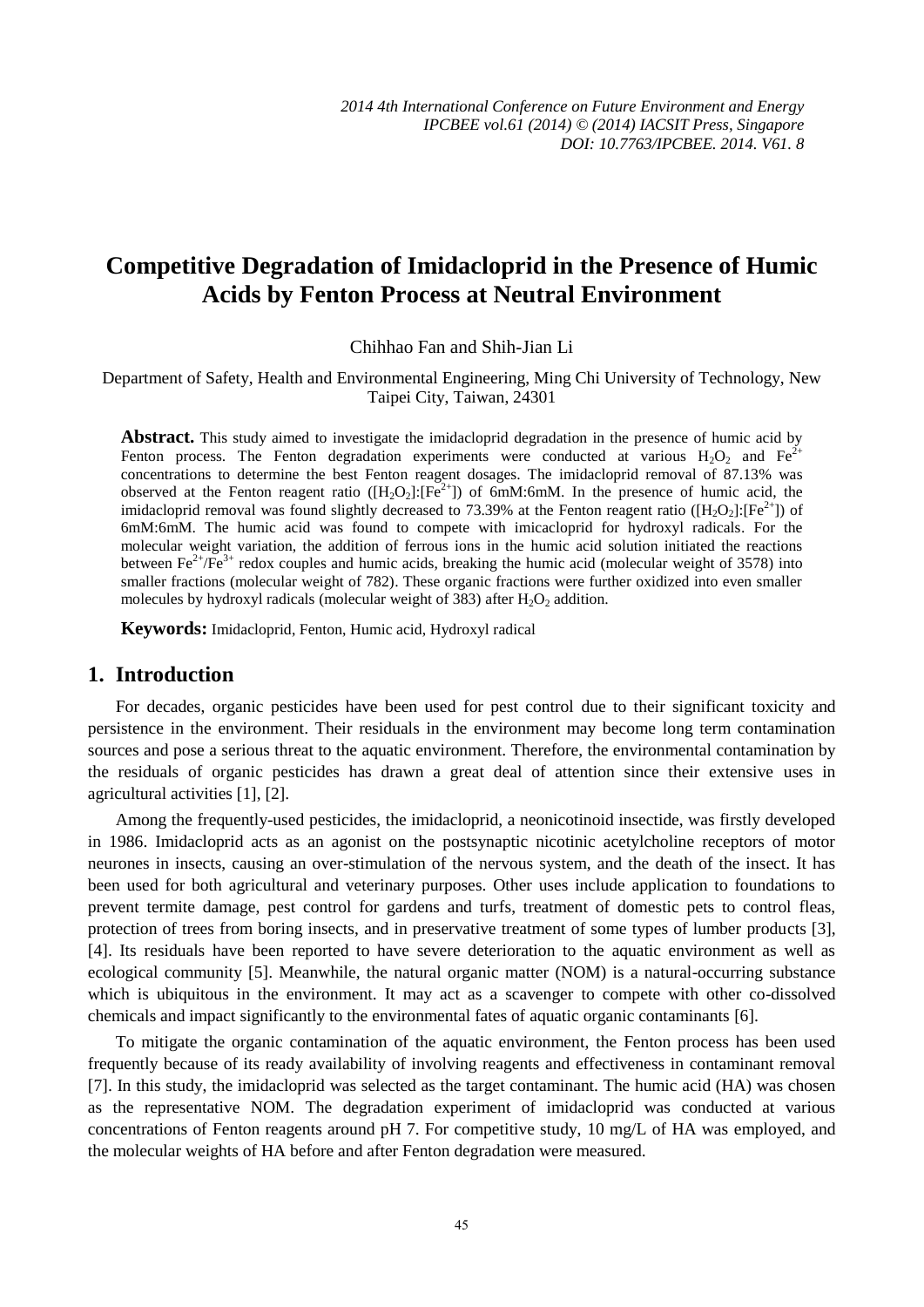# Competitive Degradation of Imidacloprid in the Presence of Humic Acids by Fenton Process at Neutral Environment

Chihhao Fan and Shih-Jian Li

Department of Safety, Health and Environmental Engineering, Ming Chi University of Technology, New Taipei City, Taiwan, 24301

**Abstract.** This study aimed to investigate the imidacloprid degradation in the presence of humic acid by Fenton process. The Fenton degradation experiments were conducted at various $H_2O_2$ and $Fe^{2+}$ concentrations to determine the best Fenton reagent dosages. The imidacloprid removal of 87.13% was observed at the Fenton reagent ratio ($[H_2O_2]$:$[Fe^{2+}]$) of 6mM:6mM. In the presence of humic acid, the imidacloprid removal was found slightly decreased to 73.39% at the Fenton reagent ratio ($[H_2O_2]$:$[Fe^{2+}]$) of 6mM:6mM. The humic acid was found to compete with imicacloprid for hydroxyl radicals. For the molecular weight variation, the addition of ferrous ions in the humic acid solution initiated the reactions between $Fe^{2+}/Fe^{3+}$ redox couples and humic acids, breaking the humic acid (molecular weight of 3578) into smaller fractions (molecular weight of 782). These organic fractions were further oxidized into even smaller molecules by hydroxyl radicals (molecular weight of 383) after $H_2O_2$ addition.

**Keywords:** Imidacloprid, Fenton, Humic acid, Hydroxyl radical

## 1. Introduction

For decades, organic pesticides have been used for pest control due to their significant toxicity and persistence in the environment. Their residuals in the environment may become long term contamination sources and pose a serious threat to the aquatic environment. Therefore, the environmental contamination by the residuals of organic pesticides has drawn a great deal of attention since their extensive uses in agricultural activities [1], [2].

Among the frequently-used pesticides, the imidacloprid, a neonicotinoid insectide, was firstly developed in 1986. Imidacloprid acts as an agonist on the postsynaptic nicotinic acetylcholine receptors of motor neurones in insects, causing an over-stimulation of the nervous system, and the death of the insect. It has been used for both agricultural and veterinary purposes. Other uses include application to foundations to prevent termite damage, pest control for gardens and turfs, treatment of domestic pets to control fleas, protection of trees from boring insects, and in preservative treatment of some types of lumber products [3], [4]. Its residuals have been reported to have severe deterioration to the aquatic environment as well as ecological community [5]. Meanwhile, the natural organic matter (NOM) is a natural-occurring substance which is ubiquitous in the environment. It may act as a scavenger to compete with other co-dissolved chemicals and impact significantly to the environmental fates of aquatic organic contaminants [6].

To mitigate the organic contamination of the aquatic environment, the Fenton process has been used frequently because of its ready availability of involving reagents and effectiveness in contaminant removal [7]. In this study, the imidacloprid was selected as the target contaminant. The humic acid (HA) was chosen as the representative NOM. The degradation experiment of imidacloprid was conducted at various concentrations of Fenton reagents around pH 7. For competitive study, 10 mg/L of HA was employed, and the molecular weights of HA before and after Fenton degradation were measured.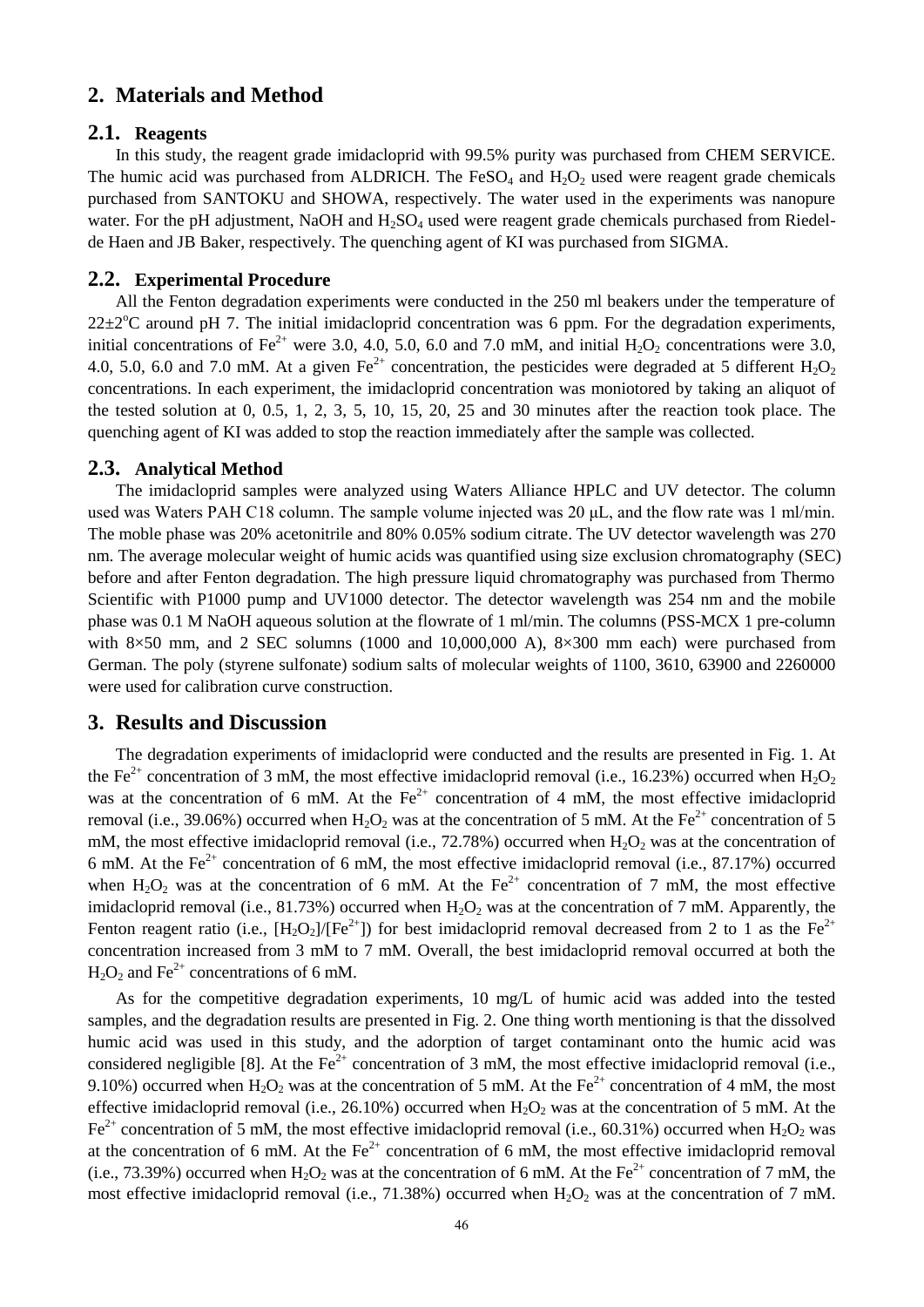## 2. Materials and Method

### 2.1. Reagents

In this study, the reagent grade imidacloprid with 99.5% purity was purchased from CHEM SERVICE. The humic acid was purchased from ALDRICH. The $FeSO_4$ and $H_2O_2$ used were reagent grade chemicals purchased from SANTOKU and SHOWA, respectively. The water used in the experiments was nanopure water. For the pH adjustment, NaOH and $H_2SO_4$ used were reagent grade chemicals purchased from Riedel-de Haen and JB Baker, respectively. The quenching agent of KI was purchased from SIGMA.

### 2.2. Experimental Procedure

All the Fenton degradation experiments were conducted in the 250 ml beakers under the temperature of $22\pm2^{o}C$ around pH 7. The initial imidacloprid concentration was 6 ppm. For the degradation experiments, initial concentrations of $Fe^{2+}$ were 3.0, 4.0, 5.0, 6.0 and 7.0 mM, and initial $H_2O_2$ concentrations were 3.0, 4.0, 5.0, 6.0 and 7.0 mM. At a given $Fe^{2+}$ concentration, the pesticides were degraded at 5 different $H_2O_2$ concentrations. In each experiment, the imidacloprid concentration was moniotored by taking an aliquot of the tested solution at 0, 0.5, 1, 2, 3, 5, 10, 15, 20, 25 and 30 minutes after the reaction took place. The quenching agent of KI was added to stop the reaction immediately after the sample was collected.

### 2.3. Analytical Method

The imidacloprid samples were analyzed using Waters Alliance HPLC and UV detector. The column used was Waters PAH C18 column. The sample volume injected was 20 μL, and the flow rate was 1 ml/min. The moble phase was 20% acetonitrile and 80% 0.05% sodium citrate. The UV detector wavelength was 270 nm. The average molecular weight of humic acids was quantified using size exclusion chromatography (SEC) before and after Fenton degradation. The high pressure liquid chromatography was purchased from Thermo Scientific with P1000 pump and UV1000 detector. The detector wavelength was 254 nm and the mobile phase was 0.1 M NaOH aqueous solution at the flowrate of 1 ml/min. The columns (PSS-MCX 1 pre-column with 8×50 mm, and 2 SEC solumns (1000 and 10,000,000 A), 8×300 mm each) were purchased from German. The poly (styrene sulfonate) sodium salts of molecular weights of 1100, 3610, 63900 and 2260000 were used for calibration curve construction.

## 3. Results and Discussion

The degradation experiments of imidacloprid were conducted and the results are presented in Fig. 1. At the $Fe^{2+}$ concentration of 3 mM, the most effective imidacloprid removal (i.e., 16.23%) occurred when $H_2O_2$ was at the concentration of 6 mM. At the $Fe^{2+}$ concentration of 4 mM, the most effective imidacloprid removal (i.e., 39.06%) occurred when $H_2O_2$ was at the concentration of 5 mM. At the $Fe^{2+}$ concentration of 5 mM, the most effective imidacloprid removal (i.e., 72.78%) occurred when $H_2O_2$ was at the concentration of 6 mM. At the $Fe^{2+}$ concentration of 6 mM, the most effective imidacloprid removal (i.e., 87.17%) occurred when $H_2O_2$ was at the concentration of 6 mM. At the $Fe^{2+}$ concentration of 7 mM, the most effective imidacloprid removal (i.e., 81.73%) occurred when $H_2O_2$ was at the concentration of 7 mM. Apparently, the Fenton reagent ratio (i.e., $[H_2O_2]/[Fe^{2+}]$) for best imidacloprid removal decreased from 2 to 1 as the $Fe^{2+}$ concentration increased from 3 mM to 7 mM. Overall, the best imidacloprid removal occurred at both the $H_2O_2$ and $Fe^{2+}$ concentrations of 6 mM.

As for the competitive degradation experiments, 10 mg/L of humic acid was added into the tested samples, and the degradation results are presented in Fig. 2. One thing worth mentioning is that the dissolved humic acid was used in this study, and the adorption of target contaminant onto the humic acid was considered negligible [8]. At the $Fe^{2+}$ concentration of 3 mM, the most effective imidacloprid removal (i.e., 9.10%) occurred when $H_2O_2$ was at the concentration of 5 mM. At the $Fe^{2+}$ concentration of 4 mM, the most effective imidacloprid removal (i.e., 26.10%) occurred when $H_2O_2$ was at the concentration of 5 mM. At the $Fe^{2+}$ concentration of 5 mM, the most effective imidacloprid removal (i.e., 60.31%) occurred when $H_2O_2$ was at the concentration of 6 mM. At the $Fe^{2+}$ concentration of 6 mM, the most effective imidacloprid removal (i.e., 73.39%) occurred when $H_2O_2$ was at the concentration of 6 mM. At the $Fe^{2+}$ concentration of 7 mM, the most effective imidacloprid removal (i.e., 71.38%) occurred when $H_2O_2$ was at the concentration of 7 mM.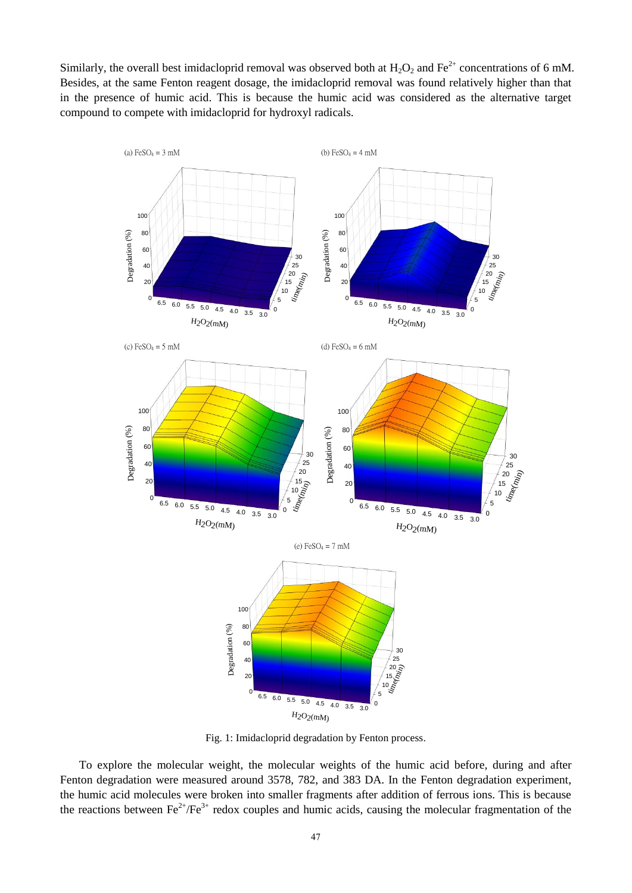Similarly, the overall best imidacloprid removal was observed both at $H_2O_2$ and $Fe^{2+}$ concentrations of 6 mM. Besides, at the same Fenton reagent dosage, the imidacloprid removal was found relatively higher than that in the presence of humic acid. This is because the humic acid was considered as the alternative target compound to compete with imidacloprid for hydroxyl radicals.

Fig. 1: Imidacloprid degradation by Fenton process.

To explore the molecular weight, the molecular weights of the humic acid before, during and after Fenton degradation were measured around 3578, 782, and 383 DA. In the Fenton degradation experiment, the humic acid molecules were broken into smaller fragments after addition of ferrous ions. This is because the reactions between $Fe^{2+}/Fe^{3+}$ redox couples and humic acids, causing the molecular fragmentation of the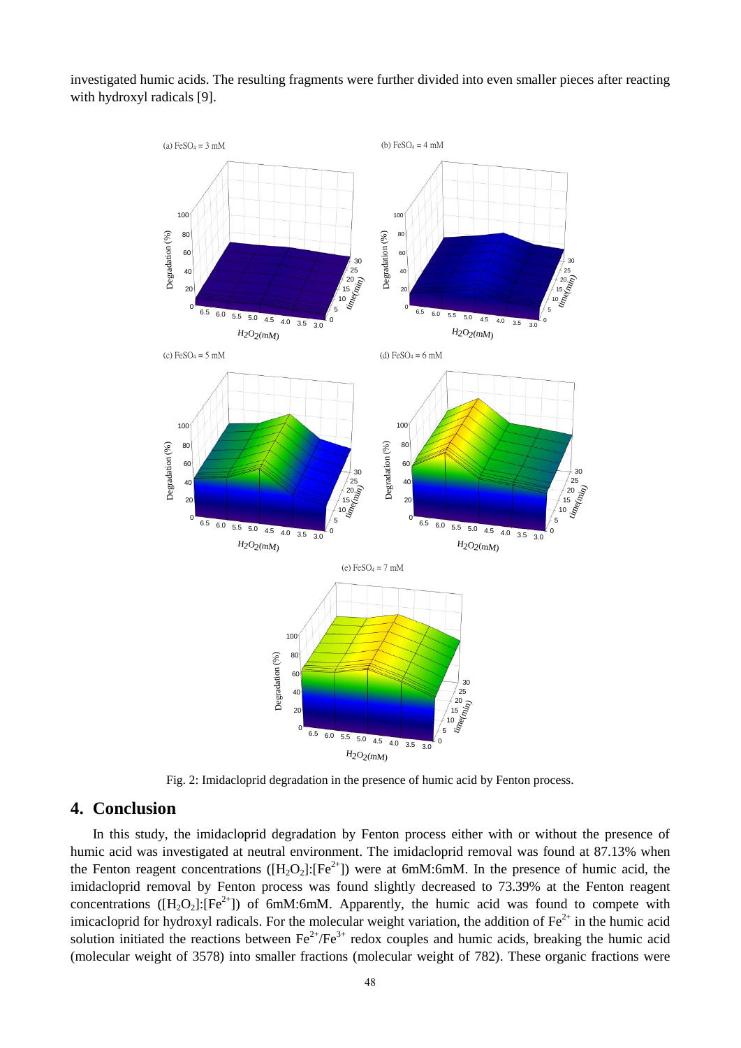investigated humic acids. The resulting fragments were further divided into even smaller pieces after reacting with hydroxyl radicals [9].

Fig. 2: Imidacloprid degradation in the presence of humic acid by Fenton process.

## 4. Conclusion

In this study, the imidacloprid degradation by Fenton process either with or without the presence of humic acid was investigated at neutral environment. The imidacloprid removal was found at 87.13% when the Fenton reagent concentrations ($[H_2O_2]$:$[Fe^{2+}]$) were at 6mM:6mM. In the presence of humic acid, the imidacloprid removal by Fenton process was found slightly decreased to 73.39% at the Fenton reagent concentrations ($[H_2O_2]$:$[Fe^{2+}]$) of 6mM:6mM. Apparently, the humic acid was found to compete with imicacloprid for hydroxyl radicals. For the molecular weight variation, the addition of $Fe^{2+}$ in the humic acid solution initiated the reactions between $Fe^{2+}/Fe^{3+}$ redox couples and humic acids, breaking the humic acid (molecular weight of 3578) into smaller fractions (molecular weight of 782). These organic fractions were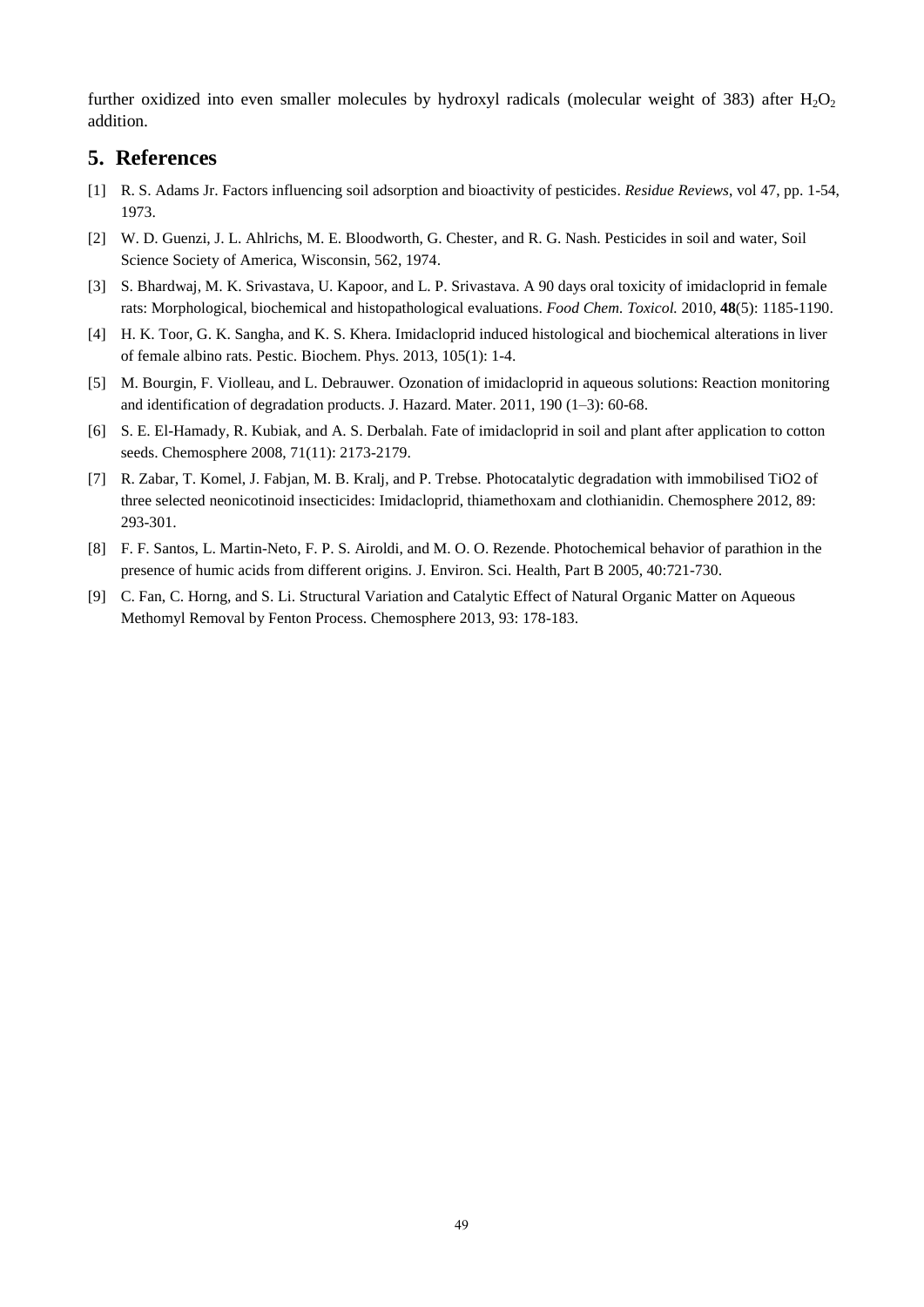further oxidized into even smaller molecules by hydroxyl radicals (molecular weight of 383) after $H_2O_2$ addition.

## 5. References

[1] R. S. Adams Jr. Factors influencing soil adsorption and bioactivity of pesticides. *Residue Reviews*, vol 47, pp. 1-54, 1973.

[2] W. D. Guenzi, J. L. Ahlrichs, M. E. Bloodworth, G. Chester, and R. G. Nash. Pesticides in soil and water, Soil Science Society of America, Wisconsin, 562, 1974.

[3] S. Bhardwaj, M. K. Srivastava, U. Kapoor, and L. P. Srivastava. A 90 days oral toxicity of imidacloprid in female rats: Morphological, biochemical and histopathological evaluations. *Food Chem. Toxicol.* 2010, **48**(5): 1185-1190.

[4] H. K. Toor, G. K. Sangha, and K. S. Khera. Imidacloprid induced histological and biochemical alterations in liver of female albino rats. Pestic. Biochem. Phys. 2013, 105(1): 1-4.

[5] M. Bourgin, F. Violleau, and L. Debrauwer. Ozonation of imidacloprid in aqueous solutions: Reaction monitoring and identification of degradation products. J. Hazard. Mater. 2011, 190 (1–3): 60-68.

[6] S. E. El-Hamady, R. Kubiak, and A. S. Derbalah. Fate of imidacloprid in soil and plant after application to cotton seeds. Chemosphere 2008, 71(11): 2173-2179.

[7] R. Zabar, T. Komel, J. Fabjan, M. B. Kralj, and P. Trebse. Photocatalytic degradation with immobilised TiO2 of three selected neonicotinoid insecticides: Imidacloprid, thiamethoxam and clothianidin. Chemosphere 2012, 89: 293-301.

[8] F. F. Santos, L. Martin-Neto, F. P. S. Airoldi, and M. O. O. Rezende. Photochemical behavior of parathion in the presence of humic acids from different origins. J. Environ. Sci. Health, Part B 2005, 40:721-730.

[9] C. Fan, C. Horng, and S. Li. Structural Variation and Catalytic Effect of Natural Organic Matter on Aqueous Methomyl Removal by Fenton Process. Chemosphere 2013, 93: 178-183.